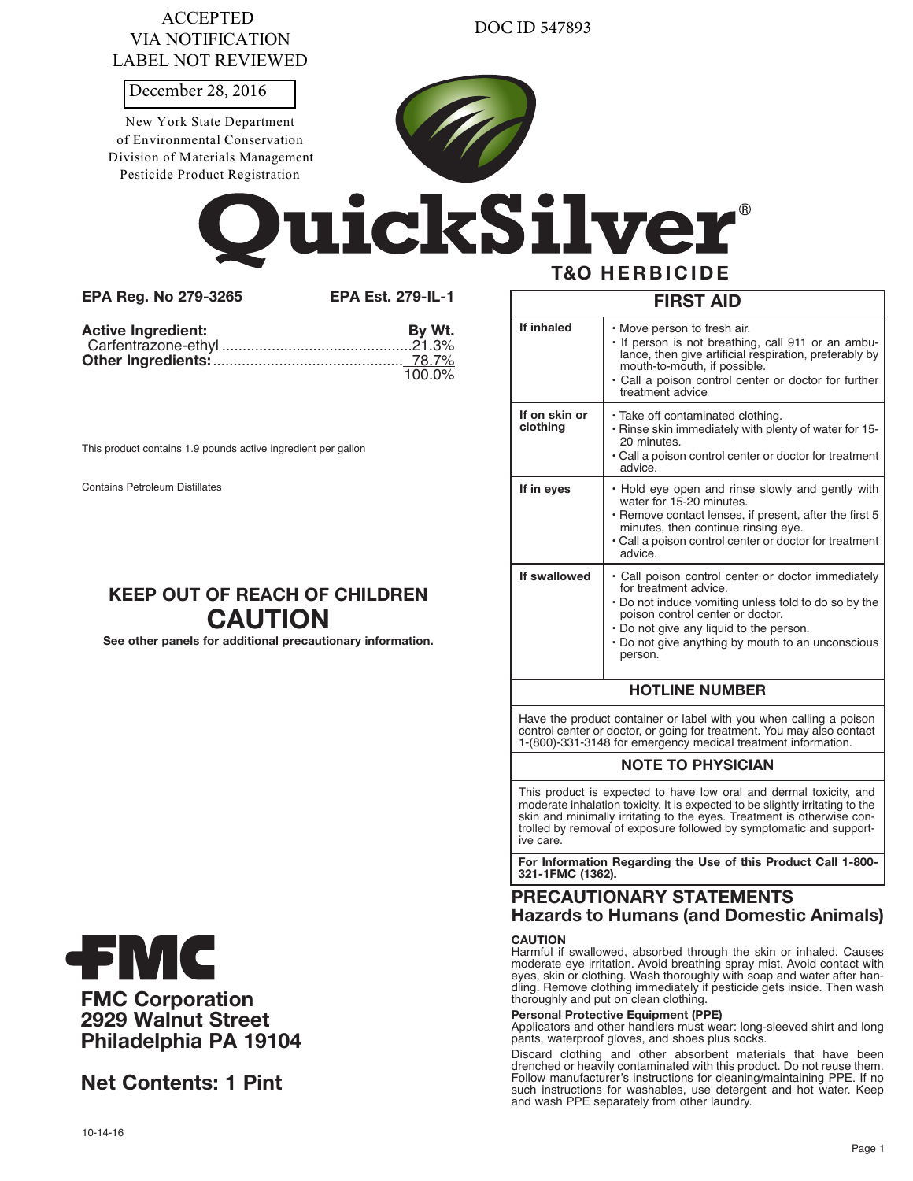ACCEPTED
VIA NOTIFICATION
LABEL NOT REVIEWED

December 28, 2016

New York State Department
of Environmental Conservation
Division of Materials Management
Pesticide Product Registration

DOC ID 547893

# QuickSilver®

## T&O HERBICIDE

**EPA Reg. No 279-3265** **EPA Est. 279-IL-1**

| **Active Ingredient:** | **By Wt.** |
|---|---|
| Carfentrazone-ethyl | 21.3% |
| **Other Ingredients:** | 78.7% |
| | 100.0% |

This product contains 1.9 pounds active ingredient per gallon

Contains Petroleum Distillates

**KEEP OUT OF REACH OF CHILDREN**

# CAUTION

**See other panels for additional precautionary information.**

**FMC Corporation**
**2929 Walnut Street**
**Philadelphia PA 19104**

**Net Contents: 1 Pint**

10-14-16

## FIRST AID

| | |
|---|---|
| **If inhaled** | • Move person to fresh air.<br>• If person is not breathing, call 911 or an ambulance, then give artificial respiration, preferably by mouth-to-mouth, if possible.<br>• Call a poison control center or doctor for further treatment advice |
| **If on skin or clothing** | • Take off contaminated clothing.<br>• Rinse skin immediately with plenty of water for 15-20 minutes.<br>• Call a poison control center or doctor for treatment advice. |
| **If in eyes** | • Hold eye open and rinse slowly and gently with water for 15-20 minutes.<br>• Remove contact lenses, if present, after the first 5 minutes, then continue rinsing eye.<br>• Call a poison control center or doctor for treatment advice. |
| **If swallowed** | • Call poison control center or doctor immediately for treatment advice.<br>• Do not induce vomiting unless told to do so by the poison control center or doctor.<br>• Do not give any liquid to the person.<br>• Do not give anything by mouth to an unconscious person. |

### HOTLINE NUMBER

Have the product container or label with you when calling a poison control center or doctor, or going for treatment. You may also contact 1-(800)-331-3148 for emergency medical treatment information.

### NOTE TO PHYSICIAN

This product is expected to have low oral and dermal toxicity, and moderate inhalation toxicity. It is expected to be slightly irritating to the skin and minimally irritating to the eyes. Treatment is otherwise controlled by removal of exposure followed by symptomatic and supportive care.

**For Information Regarding the Use of this Product Call 1-800-321-1FMC (1362).**

## PRECAUTIONARY STATEMENTS
## Hazards to Humans (and Domestic Animals)

**CAUTION**
Harmful if swallowed, absorbed through the skin or inhaled. Causes moderate eye irritation. Avoid breathing spray mist. Avoid contact with eyes, skin or clothing. Wash thoroughly with soap and water after handling. Remove clothing immediately if pesticide gets inside. Then wash thoroughly and put on clean clothing.

**Personal Protective Equipment (PPE)**
Applicators and other handlers must wear: long-sleeved shirt and long pants, waterproof gloves, and shoes plus socks.

Discard clothing and other absorbent materials that have been drenched or heavily contaminated with this product. Do not reuse them. Follow manufacturer's instructions for cleaning/maintaining PPE. If no such instructions for washables, use detergent and hot water. Keep and wash PPE separately from other laundry.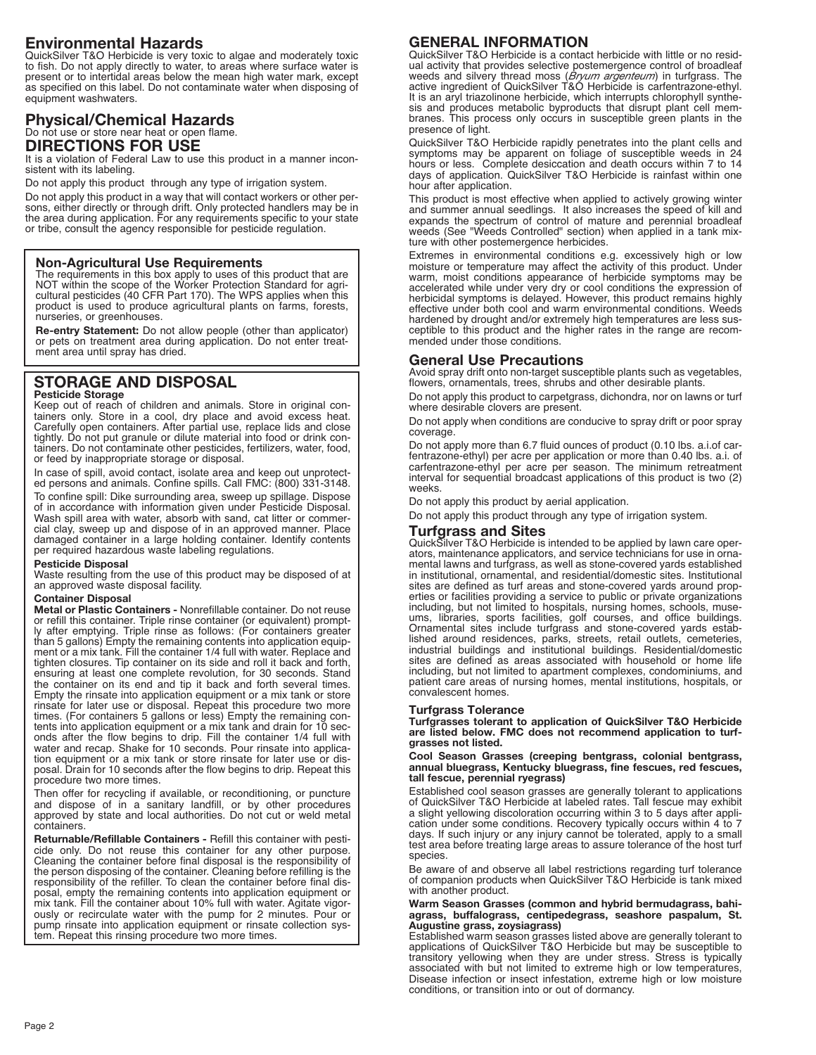## Environmental Hazards

QuickSilver T&O Herbicide is very toxic to algae and moderately toxic to fish. Do not apply directly to water, to areas where surface water is present or to intertidal areas below the mean high water mark, except as specified on this label. Do not contaminate water when disposing of equipment washwaters.

## Physical/Chemical Hazards

Do not use or store near heat or open flame.

## DIRECTIONS FOR USE

It is a violation of Federal Law to use this product in a manner inconsistent with its labeling.

Do not apply this product through any type of irrigation system.

Do not apply this product in a way that will contact workers or other persons, either directly or through drift. Only protected handlers may be in the area during application. For any requirements specific to your state or tribe, consult the agency responsible for pesticide regulation.

### Non-Agricultural Use Requirements

The requirements in this box apply to uses of this product that are NOT within the scope of the Worker Protection Standard for agricultural pesticides (40 CFR Part 170). The WPS applies when this product is used to produce agricultural plants on farms, forests, nurseries, or greenhouses.

**Re-entry Statement:** Do not allow people (other than applicator) or pets on treatment area during application. Do not enter treatment area until spray has dried.

## STORAGE AND DISPOSAL

**Pesticide Storage**

Keep out of reach of children and animals. Store in original containers only. Store in a cool, dry place and avoid excess heat. Carefully open containers. After partial use, replace lids and close tightly. Do not put granule or dilute material into food or drink containers. Do not contaminate other pesticides, fertilizers, water, food, or feed by inappropriate storage or disposal.

In case of spill, avoid contact, isolate area and keep out unprotected persons and animals. Confine spills. Call FMC: (800) 331-3148.

To confine spill: Dike surrounding area, sweep up spillage. Dispose of in accordance with information given under Pesticide Disposal. Wash spill area with water, absorb with sand, cat litter or commercial clay, sweep up and dispose of in an approved manner. Place damaged container in a large holding container. Identify contents per required hazardous waste labeling regulations.

**Pesticide Disposal**

Waste resulting from the use of this product may be disposed of at an approved waste disposal facility.

**Container Disposal**

**Metal or Plastic Containers -** Nonrefillable container. Do not reuse or refill this container. Triple rinse container (or equivalent) promptly after emptying. Triple rinse as follows: (For containers greater than 5 gallons) Empty the remaining contents into application equipment or a mix tank. Fill the container 1/4 full with water. Replace and tighten closures. Tip container on its side and roll it back and forth, ensuring at least one complete revolution, for 30 seconds. Stand the container on its end and tip it back and forth several times. Empty the rinsate into application equipment or a mix tank or store rinsate for later use or disposal. Repeat this procedure two more times. (For containers 5 gallons or less) Empty the remaining contents into application equipment or a mix tank and drain for 10 seconds after the flow begins to drip. Fill the container 1/4 full with water and recap. Shake for 10 seconds. Pour rinsate into application equipment or a mix tank or store rinsate for later use or disposal. Drain for 10 seconds after the flow begins to drip. Repeat this procedure two more times.

Then offer for recycling if available, or reconditioning, or puncture and dispose of in a sanitary landfill, or by other procedures approved by state and local authorities. Do not cut or weld metal containers.

**Returnable/Refillable Containers -** Refill this container with pesticide only. Do not reuse this container for any other purpose. Cleaning the container before final disposal is the responsibility of the person disposing of the container. Cleaning before refilling is the responsibility of the refiller. To clean the container before final disposal, empty the remaining contents into application equipment or mix tank. Fill the container about 10% full with water. Agitate vigorously or recirculate water with the pump for 2 minutes. Pour or pump rinsate into application equipment or rinsate collection system. Repeat this rinsing procedure two more times.

## GENERAL INFORMATION

QuickSilver T&O Herbicide is a contact herbicide with little or no residual activity that provides selective postemergence control of broadleaf weeds and silvery thread moss (*Bryum argenteum*) in turfgrass. The active ingredient of QuickSilver T&O Herbicide is carfentrazone-ethyl. It is an aryl triazolinone herbicide, which interrupts chlorophyll synthesis and produces metabolic byproducts that disrupt plant cell membranes. This process only occurs in susceptible green plants in the presence of light.

QuickSilver T&O Herbicide rapidly penetrates into the plant cells and symptoms may be apparent on foliage of susceptible weeds in 24 hours or less. Complete desiccation and death occurs within 7 to 14 days of application. QuickSilver T&O Herbicide is rainfast within one hour after application.

This product is most effective when applied to actively growing winter and summer annual seedlings. It also increases the speed of kill and expands the spectrum of control of mature and perennial broadleaf weeds (See "Weeds Controlled" section) when applied in a tank mixture with other postemergence herbicides.

Extremes in environmental conditions e.g. excessively high or low moisture or temperature may affect the activity of this product. Under warm, moist conditions appearance of herbicide symptoms may be accelerated while under very dry or cool conditions the expression of herbicidal symptoms is delayed. However, this product remains highly effective under both cool and warm environmental conditions. Weeds hardened by drought and/or extremely high temperatures are less susceptible to this product and the higher rates in the range are recommended under those conditions.

## General Use Precautions

Avoid spray drift onto non-target susceptible plants such as vegetables, flowers, ornamentals, trees, shrubs and other desirable plants.

Do not apply this product to carpetgrass, dichondra, nor on lawns or turf where desirable clovers are present.

Do not apply when conditions are conducive to spray drift or poor spray coverage.

Do not apply more than 6.7 fluid ounces of product (0.10 lbs. a.i.of carfentrazone-ethyl) per acre per application or more than 0.40 lbs. a.i. of carfentrazone-ethyl per acre per season. The minimum retreatment interval for sequential broadcast applications of this product is two (2) weeks.

Do not apply this product by aerial application.

Do not apply this product through any type of irrigation system.

## Turfgrass and Sites

QuickSilver T&O Herbicide is intended to be applied by lawn care operators, maintenance applicators, and service technicians for use in ornamental lawns and turfgrass, as well as stone-covered yards established in institutional, ornamental, and residential/domestic sites. Institutional sites are defined as turf areas and stone-covered yards around properties or facilities providing a service to public or private organizations including, but not limited to hospitals, nursing homes, schools, museums, libraries, sports facilities, golf courses, and office buildings. Ornamental sites include turfgrass and stone-covered yards established around residences, parks, streets, retail outlets, cemeteries, industrial buildings and institutional buildings. Residential/domestic sites are defined as areas associated with household or home life including, but not limited to apartment complexes, condominiums, and patient care areas of nursing homes, mental institutions, hospitals, or convalescent homes.

### Turfgrass Tolerance

**Turfgrasses tolerant to application of QuickSilver T&O Herbicide are listed below. FMC does not recommend application to turfgrasses not listed.**

**Cool Season Grasses (creeping bentgrass, colonial bentgrass, annual bluegrass, Kentucky bluegrass, fine fescues, red fescues, tall fescue, perennial ryegrass)**

Established cool season grasses are generally tolerant to applications of QuickSilver T&O Herbicide at labeled rates. Tall fescue may exhibit a slight yellowing discoloration occurring within 3 to 5 days after application under some conditions. Recovery typically occurs within 4 to 7 days. If such injury or any injury cannot be tolerated, apply to a small test area before treating large areas to assure tolerance of the host turf species.

Be aware of and observe all label restrictions regarding turf tolerance of companion products when QuickSilver T&O Herbicide is tank mixed with another product.

**Warm Season Grasses (common and hybrid bermudagrass, bahiagrass, buffalograss, centipedegrass, seashore paspalum, St. Augustine grass, zoysiagrass)**

Established warm season grasses listed above are generally tolerant to applications of QuickSilver T&O Herbicide but may be susceptible to transitory yellowing when they are under stress. Stress is typically associated with but not limited to extreme high or low temperatures, Disease infection or insect infestation, extreme high or low moisture conditions, or transition into or out of dormancy.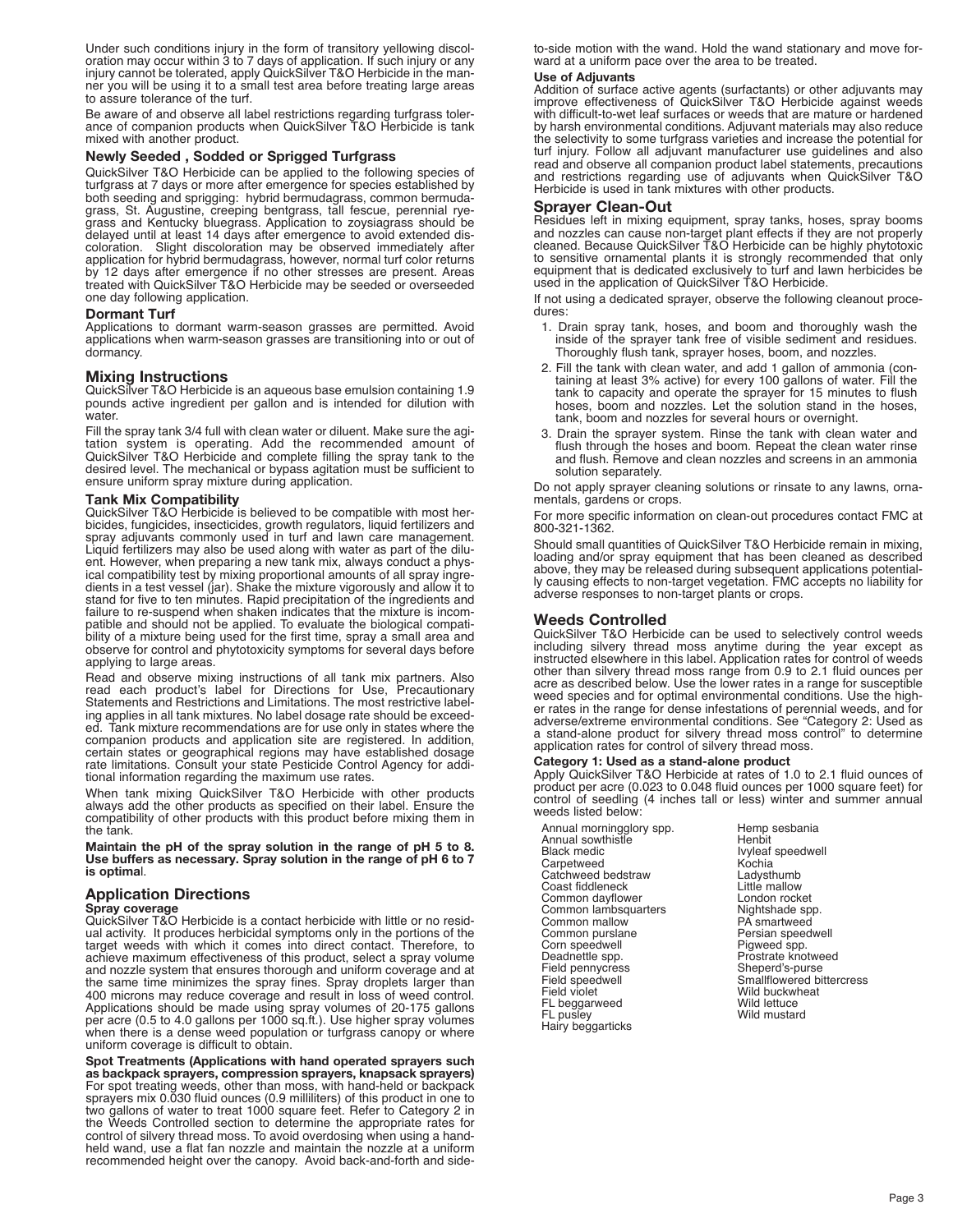Under such conditions injury in the form of transitory yellowing discoloration may occur within 3 to 7 days of application. If such injury or any injury cannot be tolerated, apply QuickSilver T&O Herbicide in the manner you will be using it to a small test area before treating large areas to assure tolerance of the turf.

Be aware of and observe all label restrictions regarding turfgrass tolerance of companion products when QuickSilver T&O Herbicide is tank mixed with another product.

### Newly Seeded , Sodded or Sprigged Turfgrass

QuickSilver T&O Herbicide can be applied to the following species of turfgrass at 7 days or more after emergence for species established by both seeding and sprigging: hybrid bermudagrass, common bermudagrass, St. Augustine, creeping bentgrass, tall fescue, perennial ryegrass and Kentucky bluegrass. Application to zoysiagrass should be delayed until at least 14 days after emergence to avoid extended discoloration. Slight discoloration may be observed immediately after application for hybrid bermudagrass, however, normal turf color returns by 12 days after emergence if no other stresses are present. Areas treated with QuickSilver T&O Herbicide may be seeded or overseeded one day following application.

### Dormant Turf

Applications to dormant warm-season grasses are permitted. Avoid applications when warm-season grasses are transitioning into or out of dormancy.

## Mixing Instructions

QuickSilver T&O Herbicide is an aqueous base emulsion containing 1.9 pounds active ingredient per gallon and is intended for dilution with water.

Fill the spray tank 3/4 full with clean water or diluent. Make sure the agitation system is operating. Add the recommended amount of QuickSilver T&O Herbicide and complete filling the spray tank to the desired level. The mechanical or bypass agitation must be sufficient to ensure uniform spray mixture during application.

### Tank Mix Compatibility

QuickSilver T&O Herbicide is believed to be compatible with most herbicides, fungicides, insecticides, growth regulators, liquid fertilizers and spray adjuvants commonly used in turf and lawn care management. Liquid fertilizers may also be used along with water as part of the diluent. However, when preparing a new tank mix, always conduct a physical compatibility test by mixing proportional amounts of all spray ingredients in a test vessel (jar). Shake the mixture vigorously and allow it to stand for five to ten minutes. Rapid precipitation of the ingredients and failure to re-suspend when shaken indicates that the mixture is incompatible and should not be applied. To evaluate the biological compatibility of a mixture being used for the first time, spray a small area and observe for control and phytotoxicity symptoms for several days before applying to large areas.

Read and observe mixing instructions of all tank mix partners. Also read each product's label for Directions for Use, Precautionary Statements and Restrictions and Limitations. The most restrictive labeling applies in all tank mixtures. No label dosage rate should be exceeded. Tank mixture recommendations are for use only in states where the companion products and application site are registered. In addition, certain states or geographical regions may have established dosage rate limitations. Consult your state Pesticide Control Agency for additional information regarding the maximum use rates.

When tank mixing QuickSilver T&O Herbicide with other products always add the other products as specified on their label. Ensure the compatibility of other products with this product before mixing them in the tank.

**Maintain the pH of the spray solution in the range of pH 5 to 8. Use buffers as necessary. Spray solution in the range of pH 6 to 7 is optimal.**

## Application Directions

### Spray coverage

QuickSilver T&O Herbicide is a contact herbicide with little or no residual activity. It produces herbicidal symptoms only in the portions of the target weeds with which it comes into direct contact. Therefore, to achieve maximum effectiveness of this product, select a spray volume and nozzle system that ensures thorough and uniform coverage and at the same time minimizes the spray fines. Spray droplets larger than 400 microns may reduce coverage and result in loss of weed control. Applications should be made using spray volumes of 20-175 gallons per acre (0.5 to 4.0 gallons per 1000 sq.ft.). Use higher spray volumes when there is a dense weed population or turfgrass canopy or where uniform coverage is difficult to obtain.

**Spot Treatments (Applications with hand operated sprayers such as backpack sprayers, compression sprayers, knapsack sprayers)**

For spot treating weeds, other than moss, with hand-held or backpack sprayers mix 0.030 fluid ounces (0.9 milliliters) of this product in one to two gallons of water to treat 1000 square feet. Refer to Category 2 in the Weeds Controlled section to determine the appropriate rates for control of silvery thread moss. To avoid overdosing when using a hand-held wand, use a flat fan nozzle and maintain the nozzle at a uniform recommended height over the canopy. Avoid back-and-forth and side-to-side motion with the wand. Hold the wand stationary and move forward at a uniform pace over the area to be treated.

### Use of Adjuvants

Addition of surface active agents (surfactants) or other adjuvants may improve effectiveness of QuickSilver T&O Herbicide against weeds with difficult-to-wet leaf surfaces or weeds that are mature or hardened by harsh environmental conditions. Adjuvant materials may also reduce the selectivity to some turfgrass varieties and increase the potential for turf injury. Follow all adjuvant manufacturer use guidelines and also read and observe all companion product label statements, precautions and restrictions regarding use of adjuvants when QuickSilver T&O Herbicide is used in tank mixtures with other products.

## Sprayer Clean-Out

Residues left in mixing equipment, spray tanks, hoses, spray booms and nozzles can cause non-target plant effects if they are not properly cleaned. Because QuickSilver T&O Herbicide can be highly phytotoxic to sensitive ornamental plants it is strongly recommended that only equipment that is dedicated exclusively to turf and lawn herbicides be used in the application of QuickSilver T&O Herbicide.

If not using a dedicated sprayer, observe the following cleanout procedures:

1. Drain spray tank, hoses, and boom and thoroughly wash the inside of the sprayer tank free of visible sediment and residues. Thoroughly flush tank, sprayer hoses, boom, and nozzles.
2. Fill the tank with clean water, and add 1 gallon of ammonia (containing at least 3% active) for every 100 gallons of water. Fill the tank to capacity and operate the sprayer for 15 minutes to flush hoses, boom and nozzles. Let the solution stand in the hoses, tank, boom and nozzles for several hours or overnight.
3. Drain the sprayer system. Rinse the tank with clean water and flush through the hoses and boom. Repeat the clean water rinse and flush. Remove and clean nozzles and screens in an ammonia solution separately.

Do not apply sprayer cleaning solutions or rinsate to any lawns, ornamentals, gardens or crops.

For more specific information on clean-out procedures contact FMC at 800-321-1362.

Should small quantities of QuickSilver T&O Herbicide remain in mixing, loading and/or spray equipment that has been cleaned as described above, they may be released during subsequent applications potentially causing effects to non-target vegetation. FMC accepts no liability for adverse responses to non-target plants or crops.

## Weeds Controlled

QuickSilver T&O Herbicide can be used to selectively control weeds including silvery thread moss anytime during the year except as instructed elsewhere in this label. Application rates for control of weeds other than silvery thread moss range from 0.9 to 2.1 fluid ounces per acre as described below. Use the lower rates in a range for susceptible weed species and for optimal environmental conditions. Use the higher rates in the range for dense infestations of perennial weeds, and for adverse/extreme environmental conditions. See "Category 2: Used as a stand-alone product for silvery thread moss control" to determine application rates for control of silvery thread moss.

### Category 1: Used as a stand-alone product

Apply QuickSilver T&O Herbicide at rates of 1.0 to 2.1 fluid ounces of product per acre (0.023 to 0.048 fluid ounces per 1000 square feet) for control of seedling (4 inches tall or less) winter and summer annual weeds listed below:

| | |
|---|---|
| Annual morningglory spp. | Hemp sesbania |
| Annual sowthistle | Henbit |
| Black medic | Ivyleaf speedwell |
| Carpetweed | Kochia |
| Catchweed bedstraw | Ladysthumb |
| Coast fiddleneck | Little mallow |
| Common dayflower | London rocket |
| Common lambsquarters | Nightshade spp. |
| Common mallow | PA smartweed |
| Common purslane | Persian speedwell |
| Corn speedwell | Pigweed spp. |
| Deadnettle spp. | Prostrate knotweed |
| Field pennycress | Sheperd's-purse |
| Field speedwell | Smallflowered bittercress |
| Field violet | Wild buckwheat |
| FL beggarweed | Wild lettuce |
| FL pusley | Wild mustard |
| Hairy beggarticks | |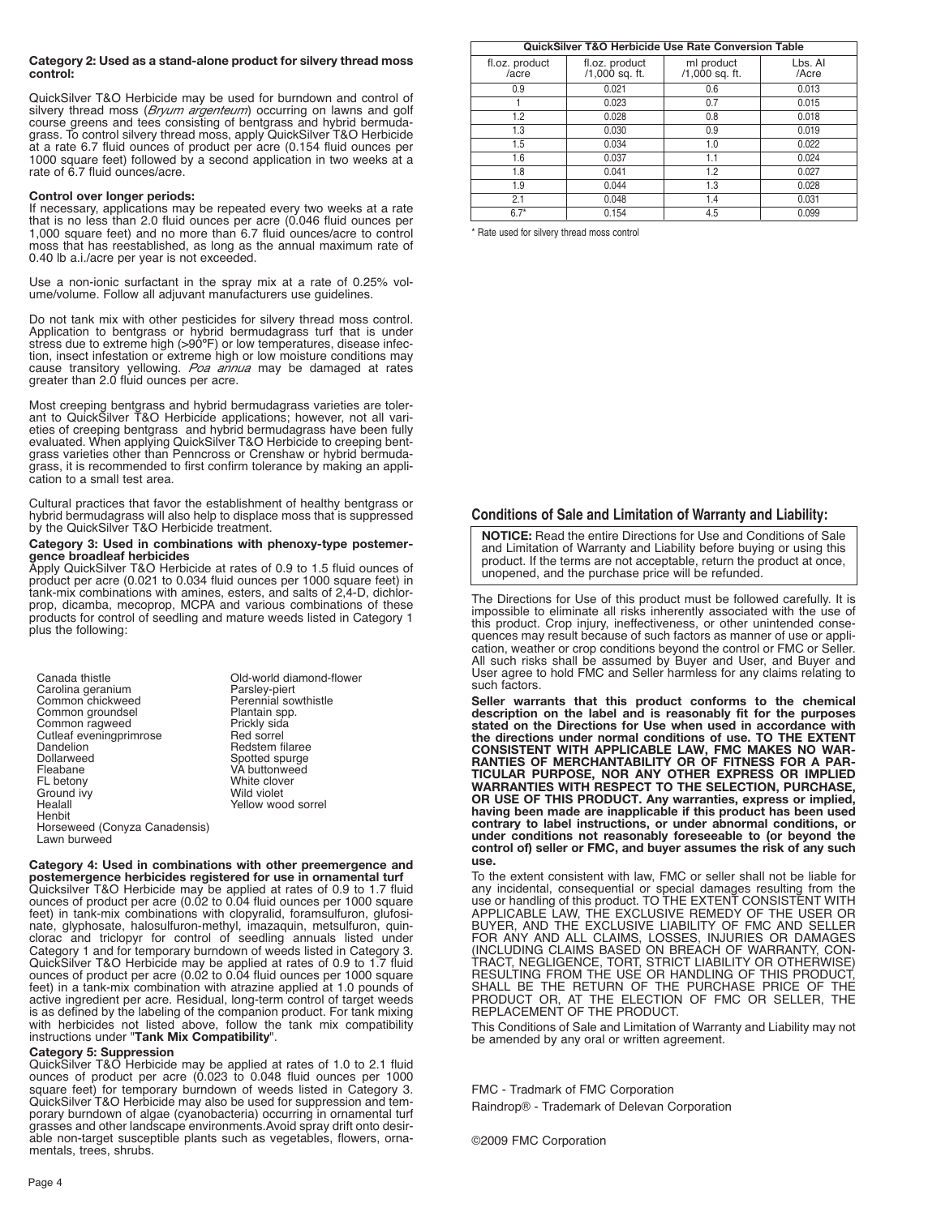**Category 2: Used as a stand-alone product for silvery thread moss control:**

QuickSilver T&O Herbicide may be used for burndown and control of silvery thread moss (*Bryum argenteum*) occurring on lawns and golf course greens and tees consisting of bentgrass and hybrid bermudagrass. To control silvery thread moss, apply QuickSilver T&O Herbicide at a rate 6.7 fluid ounces of product per acre (0.154 fluid ounces per 1000 square feet) followed by a second application in two weeks at a rate of 6.7 fluid ounces/acre.

**Control over longer periods:**
If necessary, applications may be repeated every two weeks at a rate that is no less than 2.0 fluid ounces per acre (0.046 fluid ounces per 1,000 square feet) and no more than 6.7 fluid ounces/acre to control moss that has reestablished, as long as the annual maximum rate of 0.40 lb a.i./acre per year is not exceeded.

Use a non-ionic surfactant in the spray mix at a rate of 0.25% volume/volume. Follow all adjuvant manufacturers use guidelines.

Do not tank mix with other pesticides for silvery thread moss control. Application to bentgrass or hybrid bermudagrass turf that is under stress due to extreme high (>90°F) or low temperatures, disease infection, insect infestation or extreme high or low moisture conditions may cause transitory yellowing. *Poa annua* may be damaged at rates greater than 2.0 fluid ounces per acre.

Most creeping bentgrass and hybrid bermudagrass varieties are tolerant to QuickSilver T&O Herbicide applications; however, not all varieties of creeping bentgrass and hybrid bermudagrass have been fully evaluated. When applying QuickSilver T&O Herbicide to creeping bentgrass varieties other than Penncross or Crenshaw or hybrid bermudagrass, it is recommended to first confirm tolerance by making an application to a small test area.

Cultural practices that favor the establishment of healthy bentgrass or hybrid bermudagrass will also help to displace moss that is suppressed by the QuickSilver T&O Herbicide treatment.

**Category 3: Used in combinations with phenoxy-type postemergence broadleaf herbicides**
Apply QuickSilver T&O Herbicide at rates of 0.9 to 1.5 fluid ounces of product per acre (0.021 to 0.034 fluid ounces per 1000 square feet) in tank-mix combinations with amines, esters, and salts of 2,4-D, dichlorprop, dicamba, mecoprop, MCPA and various combinations of these products for control of seedling and mature weeds listed in Category 1 plus the following:

- Canada thistle
- Carolina geranium
- Common chickweed
- Common groundsel
- Common ragweed
- Cutleaf eveningprimrose
- Dandelion
- Dollarweed
- Fleabane
- FL betony
- Ground ivy
- Healall
- Henbit
- Horseweed (Conyza Canadensis)
- Lawn burweed
- Old-world diamond-flower
- Parsley-piert
- Perennial sowthistle
- Plantain spp.
- Prickly sida
- Red sorrel
- Redstem filaree
- Spotted spurge
- VA buttonweed
- White clover
- Wild violet
- Yellow wood sorrel

**Category 4: Used in combinations with other preemergence and postemergence herbicides registered for use in ornamental turf**
Quicksilver T&O Herbicide may be applied at rates of 0.9 to 1.7 fluid ounces of product per acre (0.02 to 0.04 fluid ounces per 1000 square feet) in tank-mix combinations with clopyralid, foramsulfuron, glufosinate, glyphosate, halosulfuron-methyl, imazaquin, metsulfuron, quinclorac and triclopyr for control of seedling annuals listed under Category 1 and for temporary burndown of weeds listed in Category 3. QuickSilver T&O Herbicide may be applied at rates of 0.9 to 1.7 fluid ounces of product per acre (0.02 to 0.04 fluid ounces per 1000 square feet) in a tank-mix combination with atrazine applied at 1.0 pounds of active ingredient per acre. Residual, long-term control of target weeds is as defined by the labeling of the companion product. For tank mixing with herbicides not listed above, follow the tank mix compatibility instructions under "**Tank Mix Compatibility**".

**Category 5: Suppression**
QuickSilver T&O Herbicide may be applied at rates of 1.0 to 2.1 fluid ounces of product per acre (0.023 to 0.048 fluid ounces per 1000 square feet) for temporary burndown of weeds listed in Category 3. QuickSilver T&O Herbicide may also be used for suppression and temporary burndown of algae (cyanobacteria) occurring in ornamental turf grasses and other landscape environments.Avoid spray drift onto desirable non-target susceptible plants such as vegetables, flowers, ornamentals, trees, shrubs.

**QuickSilver T&O Herbicide Use Rate Conversion Table**

| fl.oz. product /acre | fl.oz. product /1,000 sq. ft. | ml product /1,000 sq. ft. | Lbs. AI /Acre |
|---|---|---|---|
| 0.9 | 0.021 | 0.6 | 0.013 |
| 1 | 0.023 | 0.7 | 0.015 |
| 1.2 | 0.028 | 0.8 | 0.018 |
| 1.3 | 0.030 | 0.9 | 0.019 |
| 1.5 | 0.034 | 1.0 | 0.022 |
| 1.6 | 0.037 | 1.1 | 0.024 |
| 1.8 | 0.041 | 1.2 | 0.027 |
| 1.9 | 0.044 | 1.3 | 0.028 |
| 2.1 | 0.048 | 1.4 | 0.031 |
| 6.7* | 0.154 | 4.5 | 0.099 |

\* Rate used for silvery thread moss control

## Conditions of Sale and Limitation of Warranty and Liability:

**NOTICE:** Read the entire Directions for Use and Conditions of Sale and Limitation of Warranty and Liability before buying or using this product. If the terms are not acceptable, return the product at once, unopened, and the purchase price will be refunded.

The Directions for Use of this product must be followed carefully. It is impossible to eliminate all risks inherently associated with the use of this product. Crop injury, ineffectiveness, or other unintended consequences may result because of such factors as manner of use or application, weather or crop conditions beyond the control or FMC or Seller. All such risks shall be assumed by Buyer and User, and Buyer and User agree to hold FMC and Seller harmless for any claims relating to such factors.

**Seller warrants that this product conforms to the chemical description on the label and is reasonably fit for the purposes stated on the Directions for Use when used in accordance with the directions under normal conditions of use. TO THE EXTENT CONSISTENT WITH APPLICABLE LAW, FMC MAKES NO WARRANTIES OF MERCHANTABILITY OR OF FITNESS FOR A PARTICULAR PURPOSE, NOR ANY OTHER EXPRESS OR IMPLIED WARRANTIES WITH RESPECT TO THE SELECTION, PURCHASE, OR USE OF THIS PRODUCT. Any warranties, express or implied, having been made are inapplicable if this product has been used contrary to label instructions, or under abnormal conditions, or under conditions not reasonably foreseeable to (or beyond the control of) seller or FMC, and buyer assumes the risk of any such use.**

To the extent consistent with law, FMC or seller shall not be liable for any incidental, consequential or special damages resulting from the use or handling of this product. TO THE EXTENT CONSISTENT WITH APPLICABLE LAW, THE EXCLUSIVE REMEDY OF THE USER OR BUYER, AND THE EXCLUSIVE LIABILITY OF FMC AND SELLER FOR ANY AND ALL CLAIMS, LOSSES, INJURIES OR DAMAGES (INCLUDING CLAIMS BASED ON BREACH OF WARRANTY, CONTRACT, NEGLIGENCE, TORT, STRICT LIABILITY OR OTHERWISE) RESULTING FROM THE USE OR HANDLING OF THIS PRODUCT, SHALL BE THE RETURN OF THE PURCHASE PRICE OF THE PRODUCT OR, AT THE ELECTION OF FMC OR SELLER, THE REPLACEMENT OF THE PRODUCT.

This Conditions of Sale and Limitation of Warranty and Liability may not be amended by any oral or written agreement.

FMC - Tradmark of FMC Corporation

Raindrop® - Trademark of Delevan Corporation

©2009 FMC Corporation